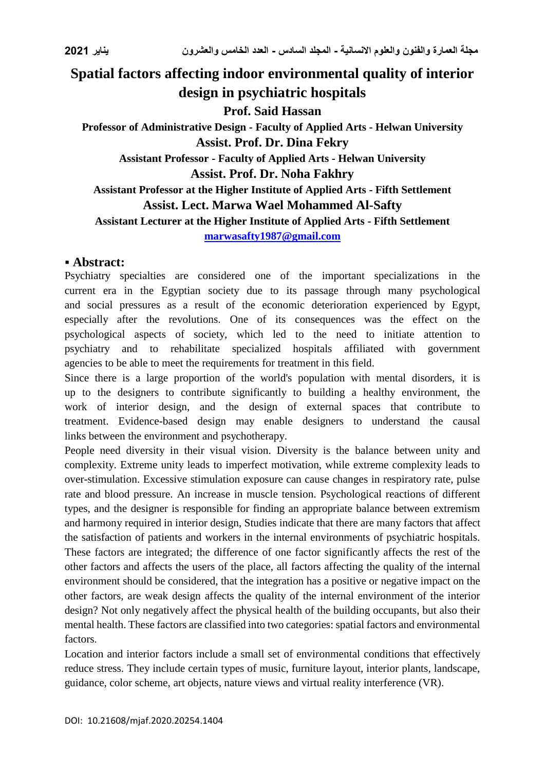# Spatial factors affecting indoor environmental quality of interior design in psychiatric hospitals

**Prof. Said Hassan**

**Professor of Administrative Design - Faculty of Applied Arts - Helwan University**

**Assist. Prof. Dr. Dina Fekry**

**Assistant Professor - Faculty of Applied Arts - Helwan University**

**Assist. Prof. Dr. Noha Fakhry**

**Assistant Professor at the Higher Institute of Applied Arts - Fifth Settlement**

**Assist. Lect. Marwa Wael Mohammed Al-Safty**

**Assistant Lecturer at the Higher Institute of Applied Arts - Fifth Settlement**

**marwasafty1987@gmail.com**

## ▪ Abstract:

Psychiatry specialties are considered one of the important specializations in the current era in the Egyptian society due to its passage through many psychological and social pressures as a result of the economic deterioration experienced by Egypt, especially after the revolutions. One of its consequences was the effect on the psychological aspects of society, which led to the need to initiate attention to psychiatry and to rehabilitate specialized hospitals affiliated with government agencies to be able to meet the requirements for treatment in this field.

Since there is a large proportion of the world's population with mental disorders, it is up to the designers to contribute significantly to building a healthy environment, the work of interior design, and the design of external spaces that contribute to treatment. Evidence-based design may enable designers to understand the causal links between the environment and psychotherapy.

People need diversity in their visual vision. Diversity is the balance between unity and complexity. Extreme unity leads to imperfect motivation, while extreme complexity leads to over-stimulation. Excessive stimulation exposure can cause changes in respiratory rate, pulse rate and blood pressure. An increase in muscle tension. Psychological reactions of different types, and the designer is responsible for finding an appropriate balance between extremism and harmony required in interior design, Studies indicate that there are many factors that affect the satisfaction of patients and workers in the internal environments of psychiatric hospitals. These factors are integrated; the difference of one factor significantly affects the rest of the other factors and affects the users of the place, all factors affecting the quality of the internal environment should be considered, that the integration has a positive or negative impact on the other factors, are weak design affects the quality of the internal environment of the interior design? Not only negatively affect the physical health of the building occupants, but also their mental health. These factors are classified into two categories: spatial factors and environmental factors.

Location and interior factors include a small set of environmental conditions that effectively reduce stress. They include certain types of music, furniture layout, interior plants, landscape, guidance, color scheme, art objects, nature views and virtual reality interference (VR).

DOI: 10.21608/mjaf.2020.20254.1404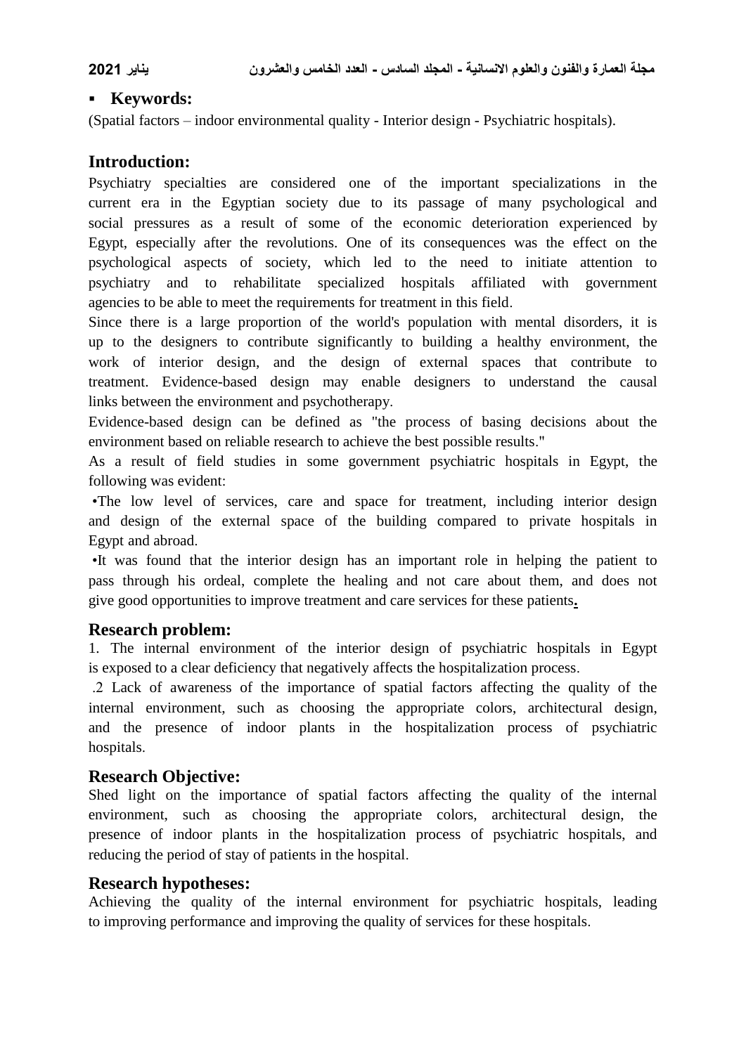- **Keywords:**

(Spatial factors – indoor environmental quality - Interior design - Psychiatric hospitals).

## Introduction:

Psychiatry specialties are considered one of the important specializations in the current era in the Egyptian society due to its passage of many psychological and social pressures as a result of some of the economic deterioration experienced by Egypt, especially after the revolutions. One of its consequences was the effect on the psychological aspects of society, which led to the need to initiate attention to psychiatry and to rehabilitate specialized hospitals affiliated with government agencies to be able to meet the requirements for treatment in this field.

Since there is a large proportion of the world's population with mental disorders, it is up to the designers to contribute significantly to building a healthy environment, the work of interior design, and the design of external spaces that contribute to treatment. Evidence-based design may enable designers to understand the causal links between the environment and psychotherapy.

Evidence-based design can be defined as "the process of basing decisions about the environment based on reliable research to achieve the best possible results."

As a result of field studies in some government psychiatric hospitals in Egypt, the following was evident:

•The low level of services, care and space for treatment, including interior design and design of the external space of the building compared to private hospitals in Egypt and abroad.

•It was found that the interior design has an important role in helping the patient to pass through his ordeal, complete the healing and not care about them, and does not give good opportunities to improve treatment and care services for these patients.

## Research problem:

1. The internal environment of the interior design of psychiatric hospitals in Egypt is exposed to a clear deficiency that negatively affects the hospitalization process.

.2 Lack of awareness of the importance of spatial factors affecting the quality of the internal environment, such as choosing the appropriate colors, architectural design, and the presence of indoor plants in the hospitalization process of psychiatric hospitals.

## Research Objective:

Shed light on the importance of spatial factors affecting the quality of the internal environment, such as choosing the appropriate colors, architectural design, the presence of indoor plants in the hospitalization process of psychiatric hospitals, and reducing the period of stay of patients in the hospital.

## Research hypotheses:

Achieving the quality of the internal environment for psychiatric hospitals, leading to improving performance and improving the quality of services for these hospitals.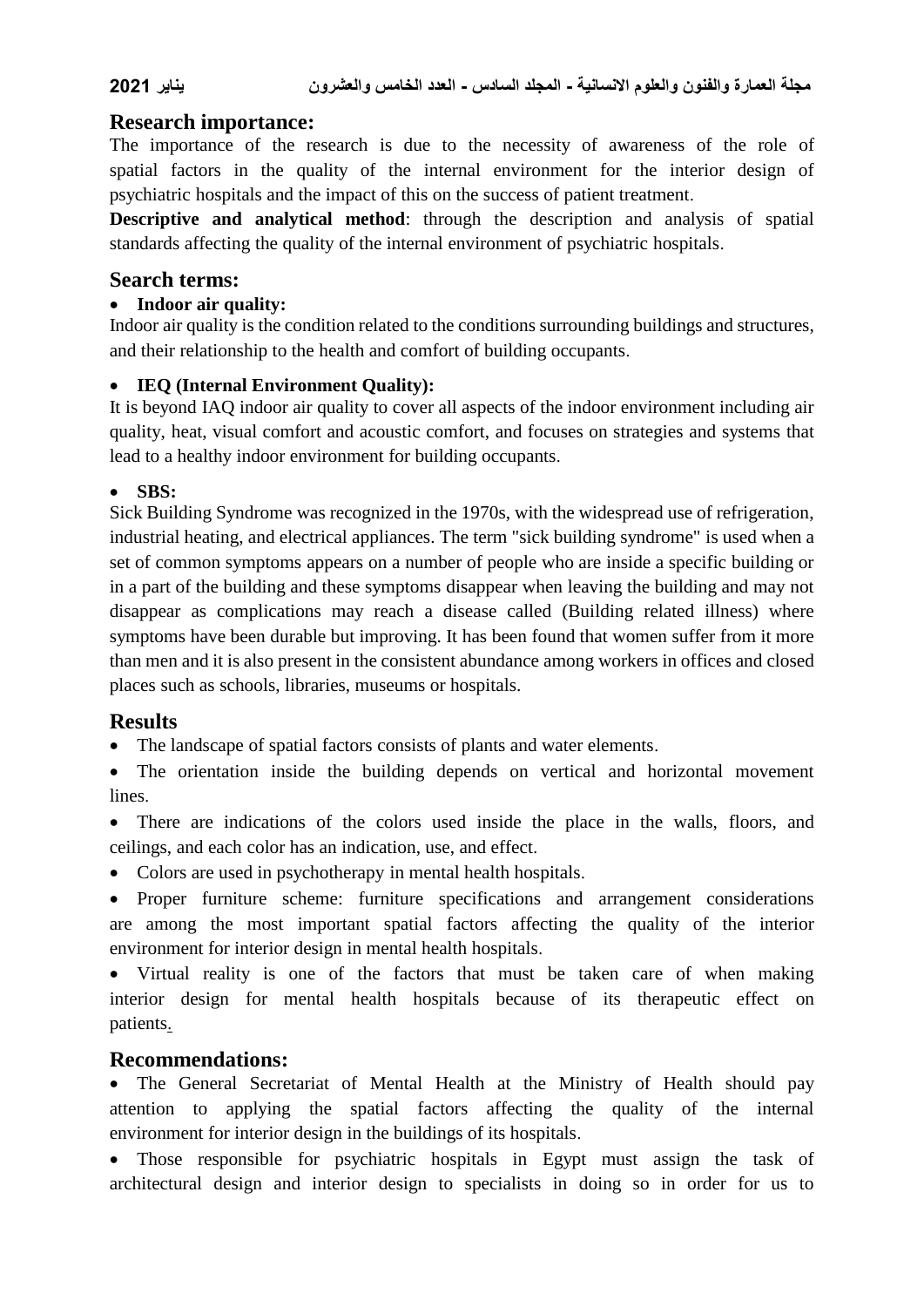## Research importance:

The importance of the research is due to the necessity of awareness of the role of spatial factors in the quality of the internal environment for the interior design of psychiatric hospitals and the impact of this on the success of patient treatment.

**Descriptive and analytical method**: through the description and analysis of spatial standards affecting the quality of the internal environment of psychiatric hospitals.

## Search terms:

- **Indoor air quality:**

Indoor air quality is the condition related to the conditions surrounding buildings and structures, and their relationship to the health and comfort of building occupants.

- **IEQ (Internal Environment Quality):**

It is beyond IAQ indoor air quality to cover all aspects of the indoor environment including air quality, heat, visual comfort and acoustic comfort, and focuses on strategies and systems that lead to a healthy indoor environment for building occupants.

- **SBS:**

Sick Building Syndrome was recognized in the 1970s, with the widespread use of refrigeration, industrial heating, and electrical appliances. The term "sick building syndrome" is used when a set of common symptoms appears on a number of people who are inside a specific building or in a part of the building and these symptoms disappear when leaving the building and may not disappear as complications may reach a disease called (Building related illness) where symptoms have been durable but improving. It has been found that women suffer from it more than men and it is also present in the consistent abundance among workers in offices and closed places such as schools, libraries, museums or hospitals.

## Results

- The landscape of spatial factors consists of plants and water elements.
- The orientation inside the building depends on vertical and horizontal movement lines.
- There are indications of the colors used inside the place in the walls, floors, and ceilings, and each color has an indication, use, and effect.
- Colors are used in psychotherapy in mental health hospitals.
- Proper furniture scheme: furniture specifications and arrangement considerations are among the most important spatial factors affecting the quality of the interior environment for interior design in mental health hospitals.
- Virtual reality is one of the factors that must be taken care of when making interior design for mental health hospitals because of its therapeutic effect on patients.

## Recommendations:

- The General Secretariat of Mental Health at the Ministry of Health should pay attention to applying the spatial factors affecting the quality of the internal environment for interior design in the buildings of its hospitals.
- Those responsible for psychiatric hospitals in Egypt must assign the task of architectural design and interior design to specialists in doing so in order for us to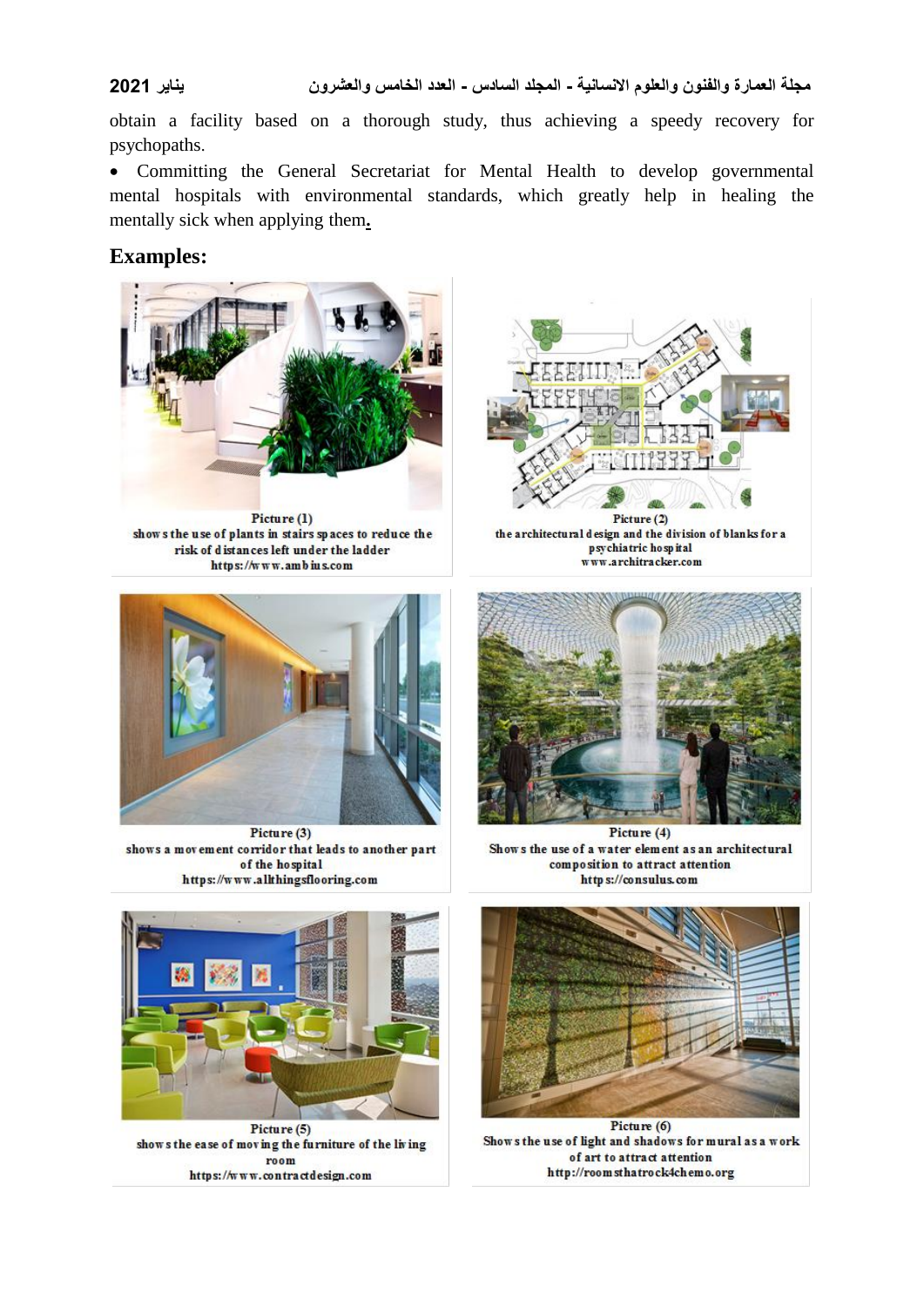obtain a facility based on a thorough study, thus achieving a speedy recovery for psychopaths.

- Committing the General Secretariat for Mental Health to develop governmental mental hospitals with environmental standards, which greatly help in healing the mentally sick when applying them.

## Examples:

Picture (1)
shows the use of plants in stairs spaces to reduce the risk of distances left under the ladder
https://www.ambius.com

Picture (2)
the architectural design and the division of blanks for a psychiatric hospital
www.architracker.com

Picture (3)
shows a movement corridor that leads to another part of the hospital
https://www.allthingsflooring.com

Picture (4)
Shows the use of a water element as an architectural composition to attract attention
https://consulus.com

Picture (5)
shows the ease of moving the furniture of the living room
https://www.contractdesign.com

Picture (6)
Shows the use of light and shadows for mural as a work of art to attract attention
http://roomsthatrock4chemo.org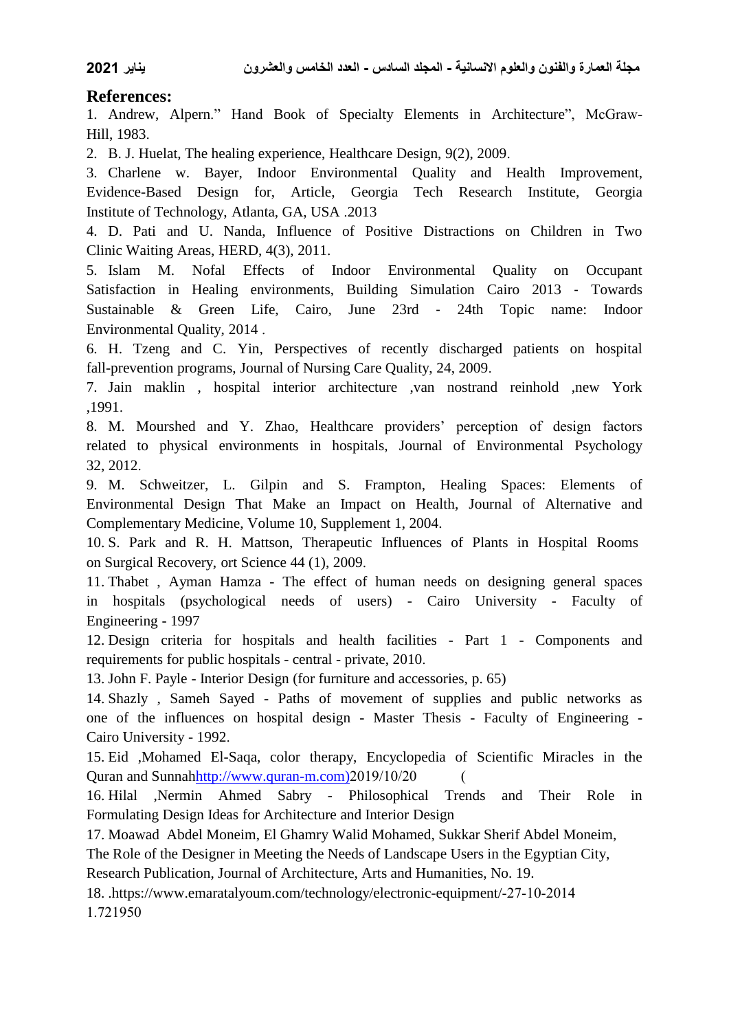## References:

1. Andrew, Alpern." Hand Book of Specialty Elements in Architecture", McGraw-Hill, 1983.
2. B. J. Huelat, The healing experience, Healthcare Design, 9(2), 2009.
3. Charlene w. Bayer, Indoor Environmental Quality and Health Improvement, Evidence-Based Design for, Article, Georgia Tech Research Institute, Georgia Institute of Technology, Atlanta, GA, USA .2013
4. D. Pati and U. Nanda, Influence of Positive Distractions on Children in Two Clinic Waiting Areas, HERD, 4(3), 2011.
5. Islam M. Nofal Effects of Indoor Environmental Quality on Occupant Satisfaction in Healing environments, Building Simulation Cairo 2013 - Towards Sustainable & Green Life, Cairo, June 23rd - 24th Topic name: Indoor Environmental Quality, 2014 .
6. H. Tzeng and C. Yin, Perspectives of recently discharged patients on hospital fall-prevention programs, Journal of Nursing Care Quality, 24, 2009.
7. Jain maklin , hospital interior architecture ,van nostrand reinhold ,new York ,1991.
8. M. Mourshed and Y. Zhao, Healthcare providers' perception of design factors related to physical environments in hospitals, Journal of Environmental Psychology 32, 2012.
9. M. Schweitzer, L. Gilpin and S. Frampton, Healing Spaces: Elements of Environmental Design That Make an Impact on Health, Journal of Alternative and Complementary Medicine, Volume 10, Supplement 1, 2004.
10. S. Park and R. H. Mattson, Therapeutic Influences of Plants in Hospital Rooms on Surgical Recovery, ort Science 44 (1), 2009.
11. Thabet , Ayman Hamza - The effect of human needs on designing general spaces in hospitals (psychological needs of users) - Cairo University - Faculty of Engineering - 1997
12. Design criteria for hospitals and health facilities - Part 1 - Components and requirements for public hospitals - central - private, 2010.
13. John F. Payle - Interior Design (for furniture and accessories, p. 65)
14. Shazly , Sameh Sayed - Paths of movement of supplies and public networks as one of the influences on hospital design - Master Thesis - Faculty of Engineering - Cairo University - 1992.
15. Eid ,Mohamed El-Saqa, color therapy, Encyclopedia of Scientific Miracles in the Quran and Sunnahhttp://www.quran-m.com)2019/10/20 (
16. Hilal ,Nermin Ahmed Sabry - Philosophical Trends and Their Role in Formulating Design Ideas for Architecture and Interior Design
17. Moawad Abdel Moneim, El Ghamry Walid Mohamed, Sukkar Sherif Abdel Moneim, The Role of the Designer in Meeting the Needs of Landscape Users in the Egyptian City, Research Publication, Journal of Architecture, Arts and Humanities, No. 19.
18. .https://www.emaratalyoum.com/technology/electronic-equipment/-27-10-2014 1.721950